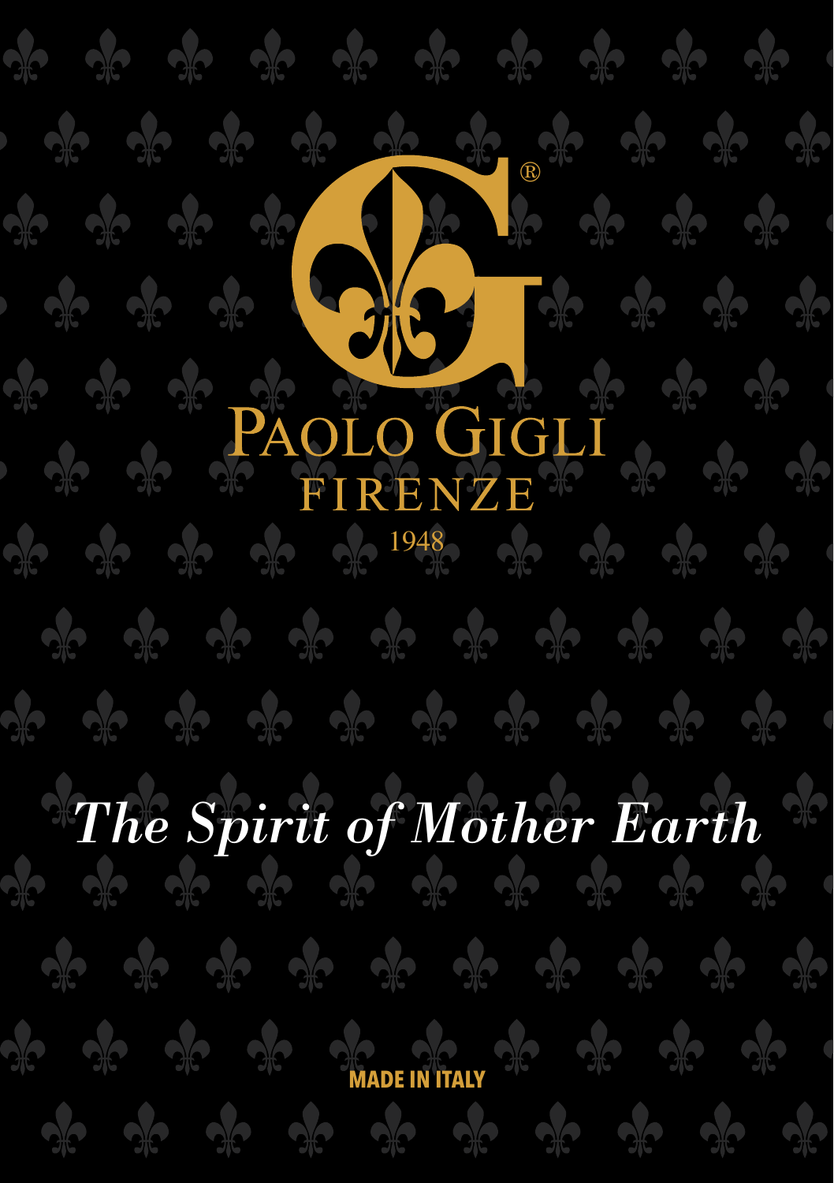PAOLO GIGLI®

FIRENZE

1948

# *The Spirit of Mother Earth*

**MADE IN ITALY**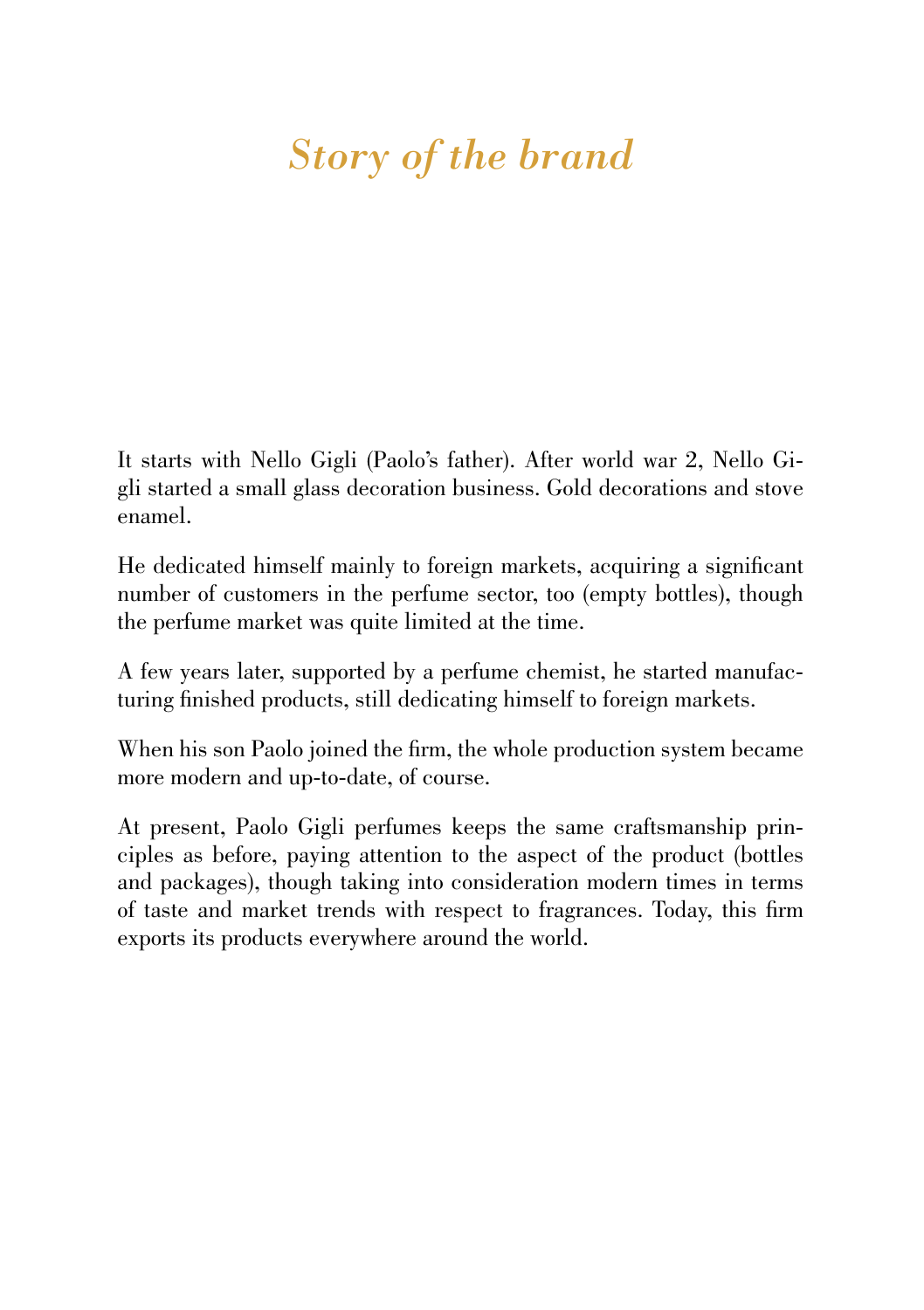# *Story of the brand*

It starts with Nello Gigli (Paolo's father). After world war 2, Nello Gigli started a small glass decoration business. Gold decorations and stove enamel.

He dedicated himself mainly to foreign markets, acquiring a significant number of customers in the perfume sector, too (empty bottles), though the perfume market was quite limited at the time.

A few years later, supported by a perfume chemist, he started manufacturing finished products, still dedicating himself to foreign markets.

When his son Paolo joined the firm, the whole production system became more modern and up-to-date, of course.

At present, Paolo Gigli perfumes keeps the same craftsmanship principles as before, paying attention to the aspect of the product (bottles and packages), though taking into consideration modern times in terms of taste and market trends with respect to fragrances. Today, this firm exports its products everywhere around the world.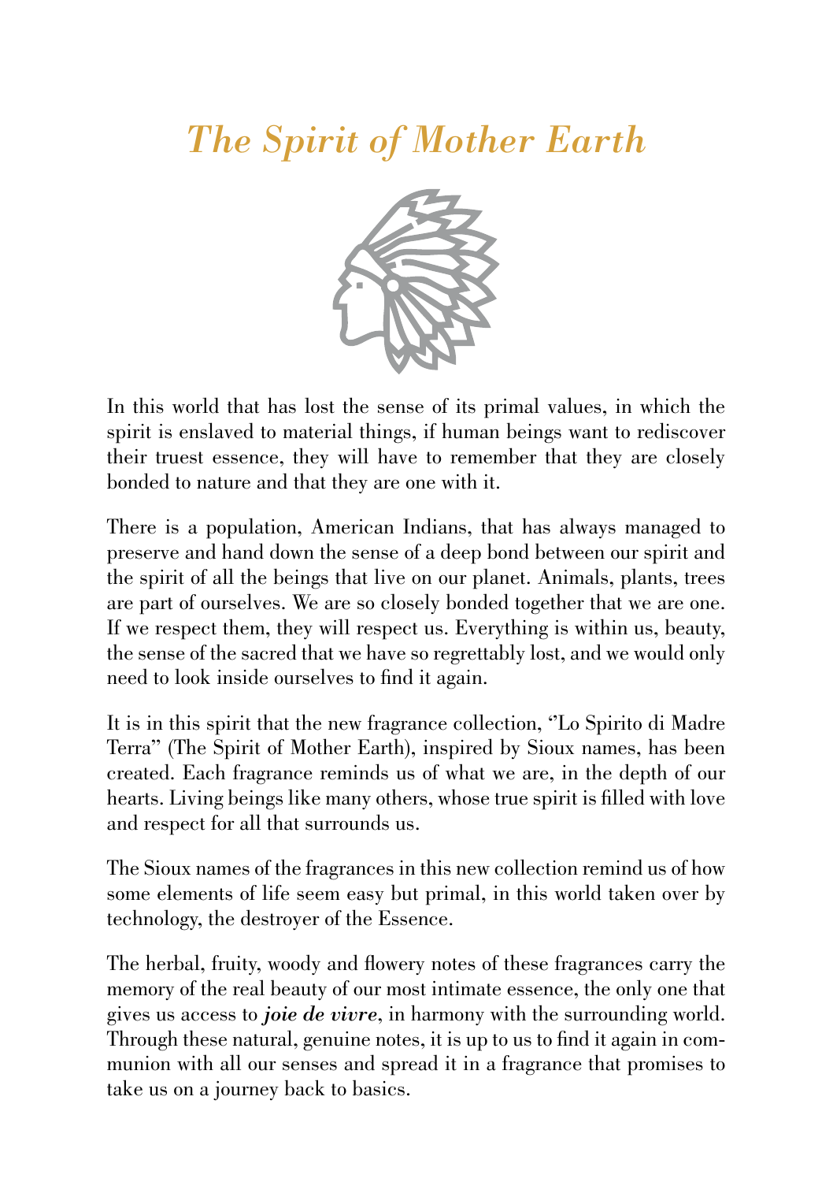# *The Spirit of Mother Earth*

In this world that has lost the sense of its primal values, in which the spirit is enslaved to material things, if human beings want to rediscover their truest essence, they will have to remember that they are closely bonded to nature and that they are one with it.

There is a population, American Indians, that has always managed to preserve and hand down the sense of a deep bond between our spirit and the spirit of all the beings that live on our planet. Animals, plants, trees are part of ourselves. We are so closely bonded together that we are one. If we respect them, they will respect us. Everything is within us, beauty, the sense of the sacred that we have so regrettably lost, and we would only need to look inside ourselves to find it again.

It is in this spirit that the new fragrance collection, "Lo Spirito di Madre Terra" (The Spirit of Mother Earth), inspired by Sioux names, has been created. Each fragrance reminds us of what we are, in the depth of our hearts. Living beings like many others, whose true spirit is filled with love and respect for all that surrounds us.

The Sioux names of the fragrances in this new collection remind us of how some elements of life seem easy but primal, in this world taken over by technology, the destroyer of the Essence.

The herbal, fruity, woody and flowery notes of these fragrances carry the memory of the real beauty of our most intimate essence, the only one that gives us access to ***joie de vivre***, in harmony with the surrounding world. Through these natural, genuine notes, it is up to us to find it again in communion with all our senses and spread it in a fragrance that promises to take us on a journey back to basics.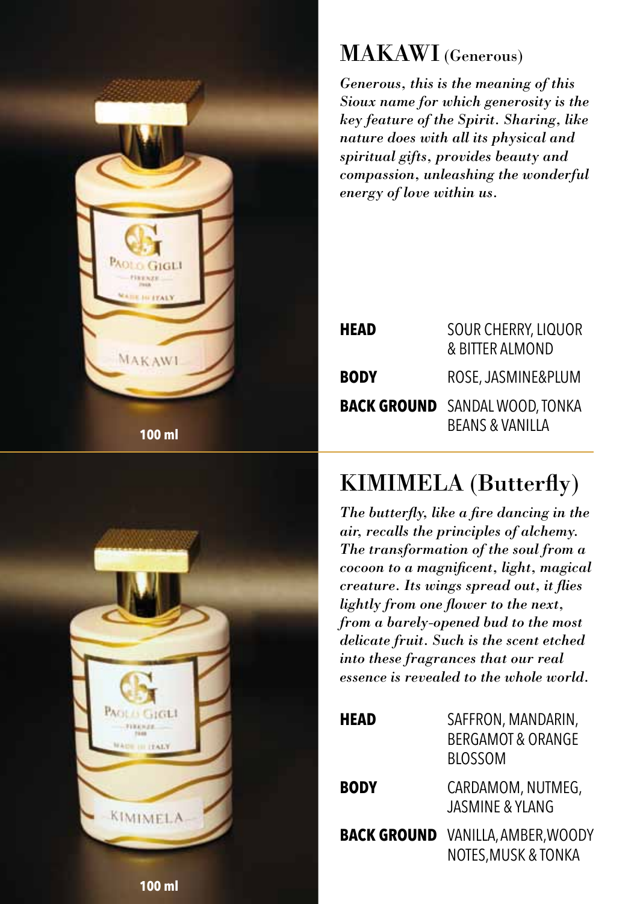## MAKAWI (Generous)

*Generous, this is the meaning of this Sioux name for which generosity is the key feature of the Spirit. Sharing, like nature does with all its physical and spiritual gifts, provides beauty and compassion, unleashing the wonderful energy of love within us.*

100 ml

| | |
|---|---|
| **HEAD** | SOUR CHERRY, LIQUOR & BITTER ALMOND |
| **BODY** | ROSE, JASMINE&PLUM |
| **BACK GROUND** | SANDAL WOOD, TONKA BEANS & VANILLA |

## KIMIMELA (Butterfly)

*The butterfly, like a fire dancing in the air, recalls the principles of alchemy. The transformation of the soul from a cocoon to a magnificent, light, magical creature. Its wings spread out, it flies lightly from one flower to the next, from a barely-opened bud to the most delicate fruit. Such is the scent etched into these fragrances that our real essence is revealed to the whole world.*

100 ml

| | |
|---|---|
| **HEAD** | SAFFRON, MANDARIN, BERGAMOT & ORANGE BLOSSOM |
| **BODY** | CARDAMOM, NUTMEG, JASMINE & YLANG |
| **BACK GROUND** | VANILLA, AMBER, WOODY NOTES, MUSK & TONKA |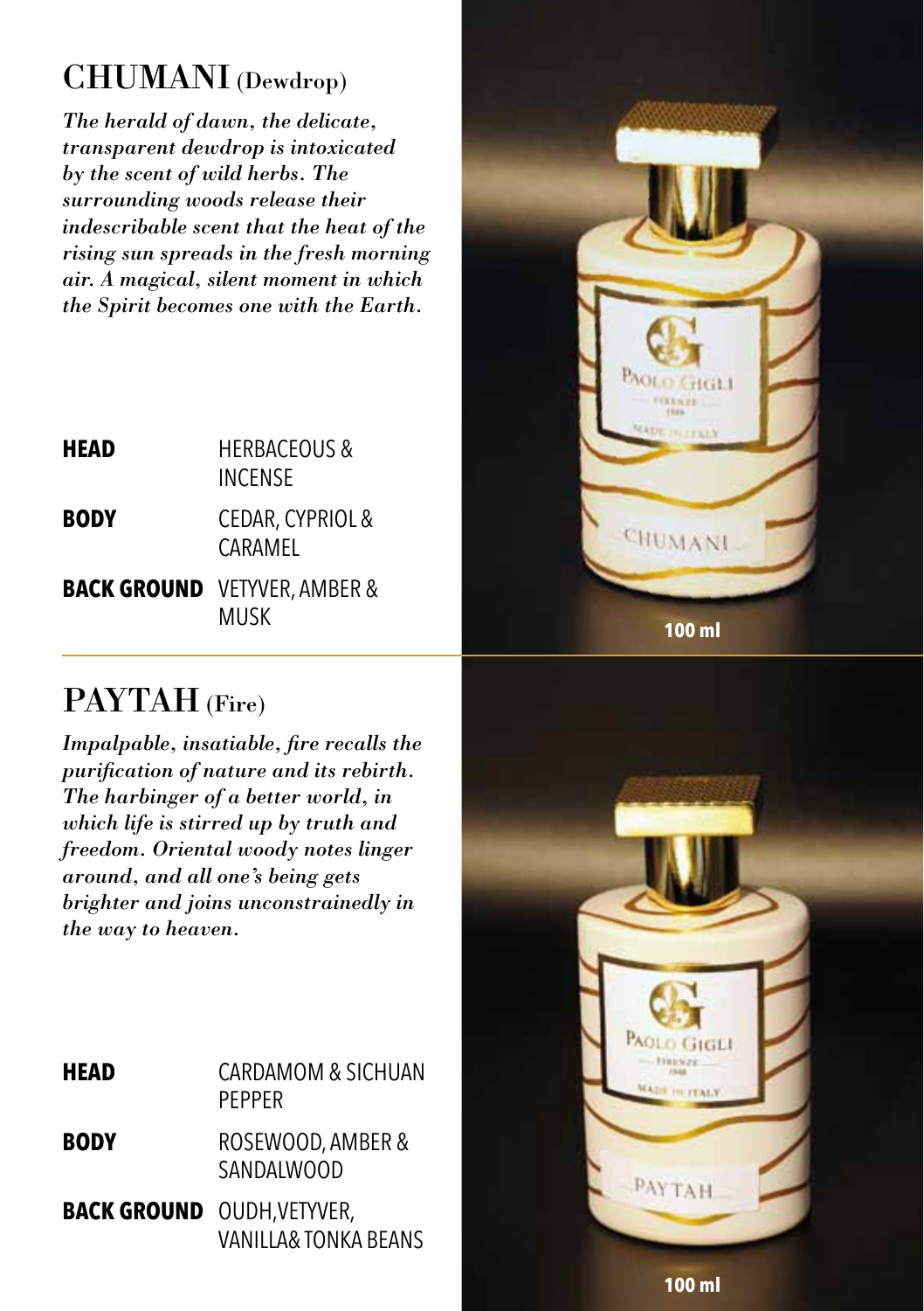## CHUMANI (Dewdrop)

*The herald of dawn, the delicate, transparent dewdrop is intoxicated by the scent of wild herbs. The surrounding woods release their indescribable scent that the heat of the rising sun spreads in the fresh morning air. A magical, silent moment in which the Spirit becomes one with the Earth.*

| | |
|---|---|
| **HEAD** | HERBACEOUS & INCENSE |
| **BODY** | CEDAR, CYPRIOL & CARAMEL |
| **BACK GROUND** | VETYVER, AMBER & MUSK |

**100 ml**

## PAYTAH (Fire)

*Impalpable, insatiable, fire recalls the purification of nature and its rebirth. The harbinger of a better world, in which life is stirred up by truth and freedom. Oriental woody notes linger around, and all one's being gets brighter and joins unconstrainedly in the way to heaven.*

| | |
|---|---|
| **HEAD** | CARDAMOM & SICHUAN PEPPER |
| **BODY** | ROSEWOOD, AMBER & SANDALWOOD |
| **BACK GROUND** | OUDH,VETYVER, VANILLA& TONKA BEANS |

**100 ml**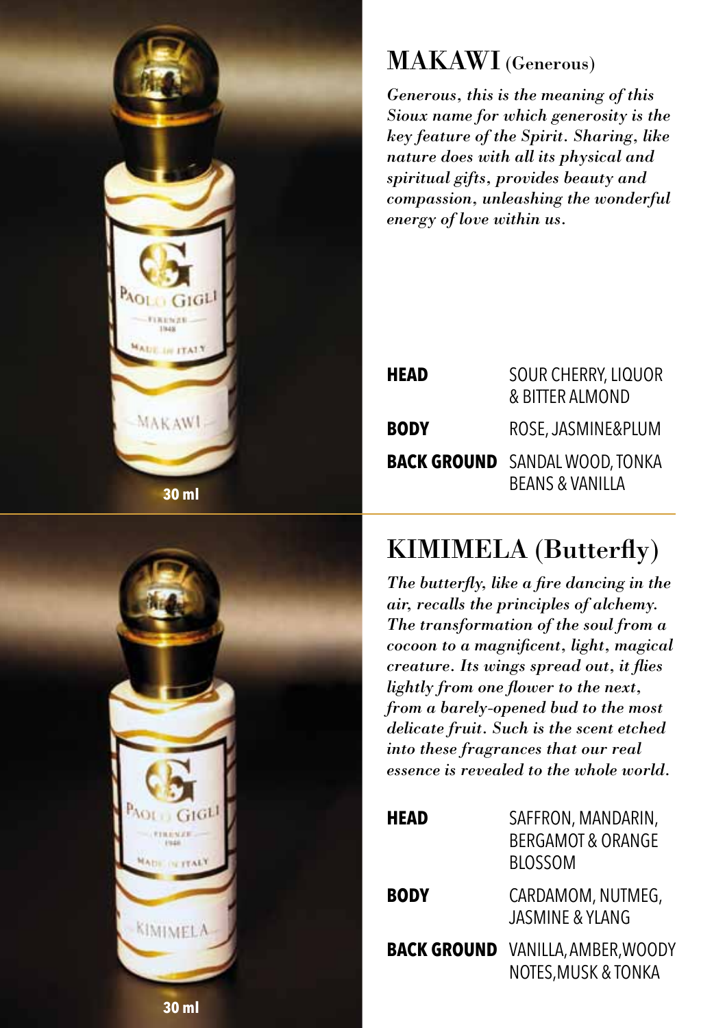## MAKAWI (Generous)

*Generous, this is the meaning of this Sioux name for which generosity is the key feature of the Spirit. Sharing, like nature does with all its physical and spiritual gifts, provides beauty and compassion, unleashing the wonderful energy of love within us.*

30 ml

| | |
|---|---|
| **HEAD** | SOUR CHERRY, LIQUOR & BITTER ALMOND |
| **BODY** | ROSE, JASMINE&PLUM |
| **BACK GROUND** | SANDAL WOOD, TONKA BEANS & VANILLA |

## KIMIMELA (Butterfly)

*The butterfly, like a fire dancing in the air, recalls the principles of alchemy. The transformation of the soul from a cocoon to a magnificent, light, magical creature. Its wings spread out, it flies lightly from one flower to the next, from a barely-opened bud to the most delicate fruit. Such is the scent etched into these fragrances that our real essence is revealed to the whole world.*

30 ml

| | |
|---|---|
| **HEAD** | SAFFRON, MANDARIN, BERGAMOT & ORANGE BLOSSOM |
| **BODY** | CARDAMOM, NUTMEG, JASMINE & YLANG |
| **BACK GROUND** | VANILLA, AMBER, WOODY NOTES, MUSK & TONKA |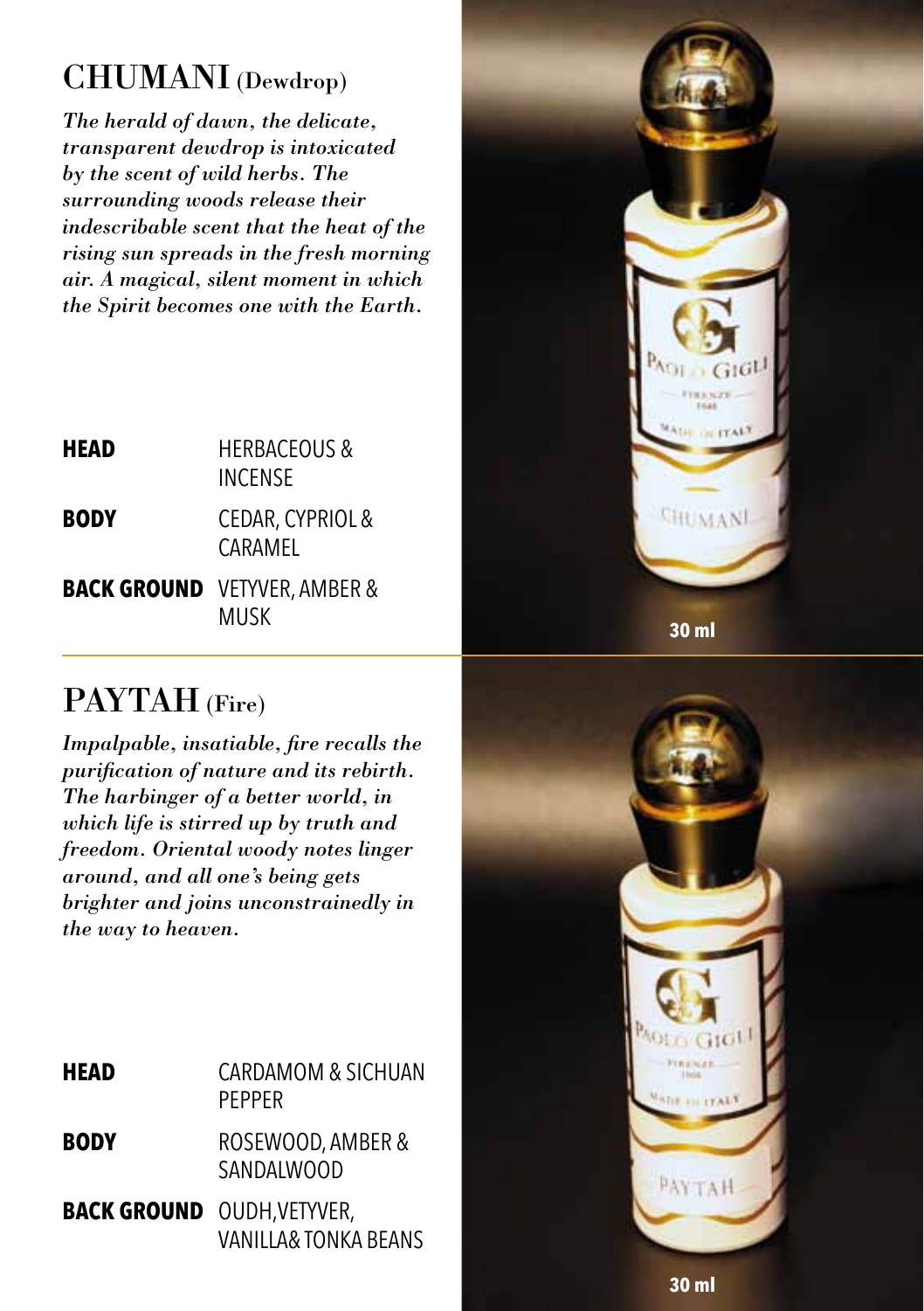## CHUMANI (Dewdrop)

*The herald of dawn, the delicate, transparent dewdrop is intoxicated by the scent of wild herbs. The surrounding woods release their indescribable scent that the heat of the rising sun spreads in the fresh morning air. A magical, silent moment in which the Spirit becomes one with the Earth.*

| | |
|---|---|
| **HEAD** | HERBACEOUS & INCENSE |
| **BODY** | CEDAR, CYPRIOL & CARAMEL |
| **BACK GROUND** | VETYVER, AMBER & MUSK |

**30 ml**

## PAYTAH (Fire)

*Impalpable, insatiable, fire recalls the purification of nature and its rebirth. The harbinger of a better world, in which life is stirred up by truth and freedom. Oriental woody notes linger around, and all one's being gets brighter and joins unconstrainedly in the way to heaven.*

| | |
|---|---|
| **HEAD** | CARDAMOM & SICHUAN PEPPER |
| **BODY** | ROSEWOOD, AMBER & SANDALWOOD |
| **BACK GROUND** | OUDH,VETYVER, VANILLA& TONKA BEANS |

**30 ml**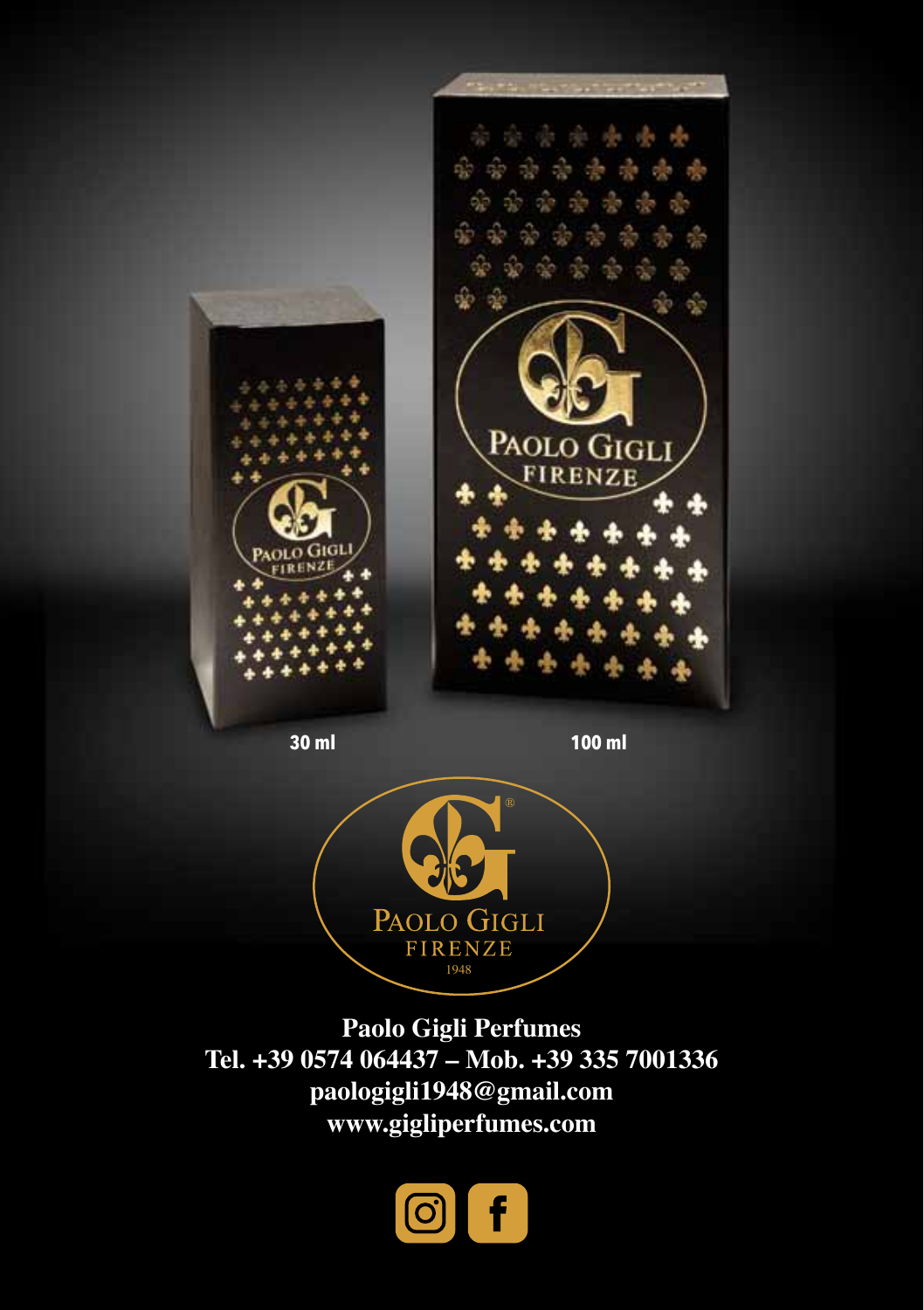30 ml

100 ml

PAOLO GIGLI
FIRENZE
1948

**Paolo Gigli Perfumes**
**Tel. +39 0574 064437 – Mob. +39 335 7001336**
**paologigli1948@gmail.com**
**www.gigliperfumes.com**